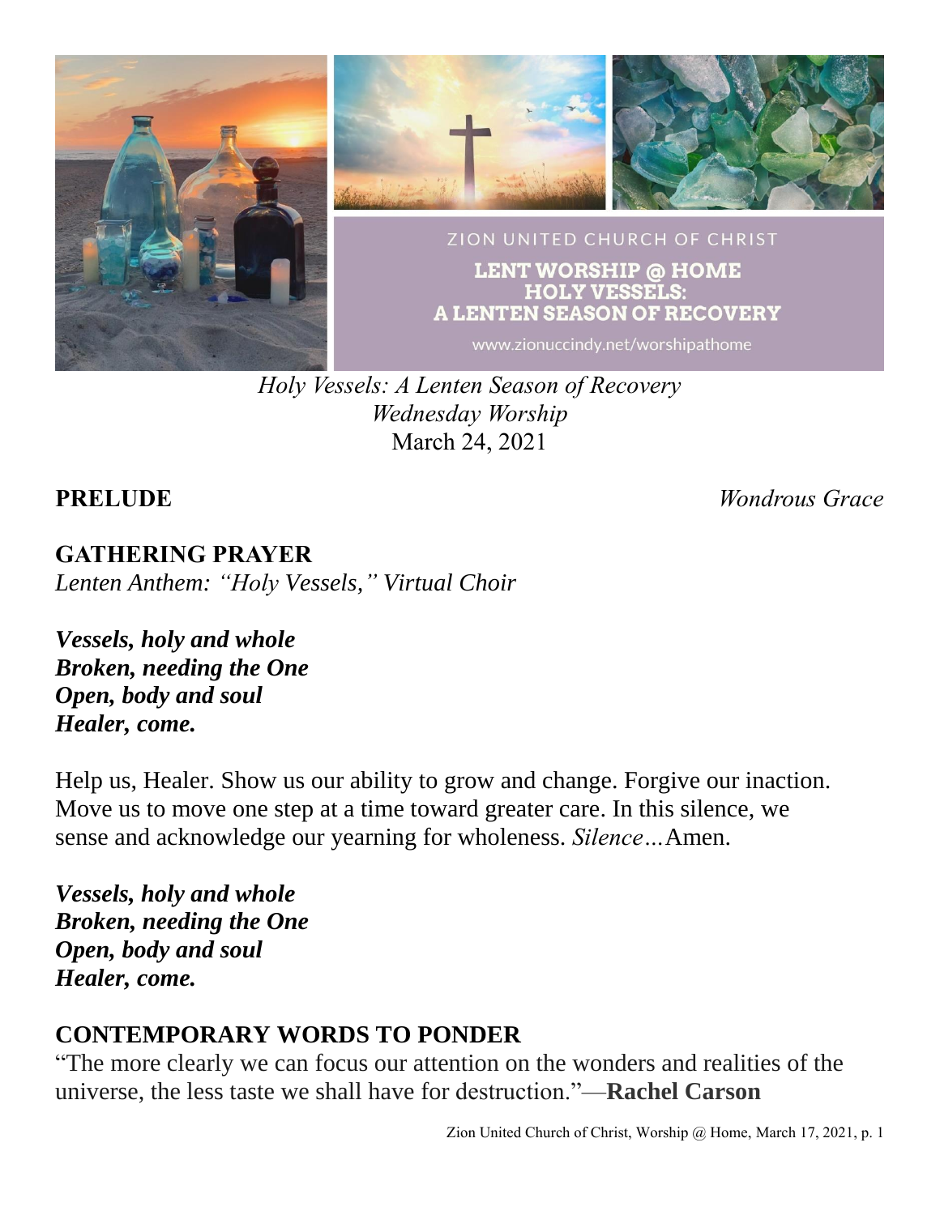ZION UNITED CHURCH OF CHRIST

**LENT WORSHIP @ HOME**
**HOLY VESSELS:**
**A LENTEN SEASON OF RECOVERY**

www.zionuccindy.net/worshipathome

*Holy Vessels: A Lenten Season of Recovery*
*Wednesday Worship*
March 24, 2021

**PRELUDE** *Wondrous Grace*

## GATHERING PRAYER

*Lenten Anthem: "Holy Vessels," Virtual Choir*

***Vessels, holy and whole***
***Broken, needing the One***
***Open, body and soul***
***Healer, come.***

Help us, Healer. Show us our ability to grow and change. Forgive our inaction. Move us to move one step at a time toward greater care. In this silence, we sense and acknowledge our yearning for wholeness. *Silence…*Amen.

***Vessels, holy and whole***
***Broken, needing the One***
***Open, body and soul***
***Healer, come.***

## CONTEMPORARY WORDS TO PONDER

"The more clearly we can focus our attention on the wonders and realities of the universe, the less taste we shall have for destruction."—**Rachel Carson**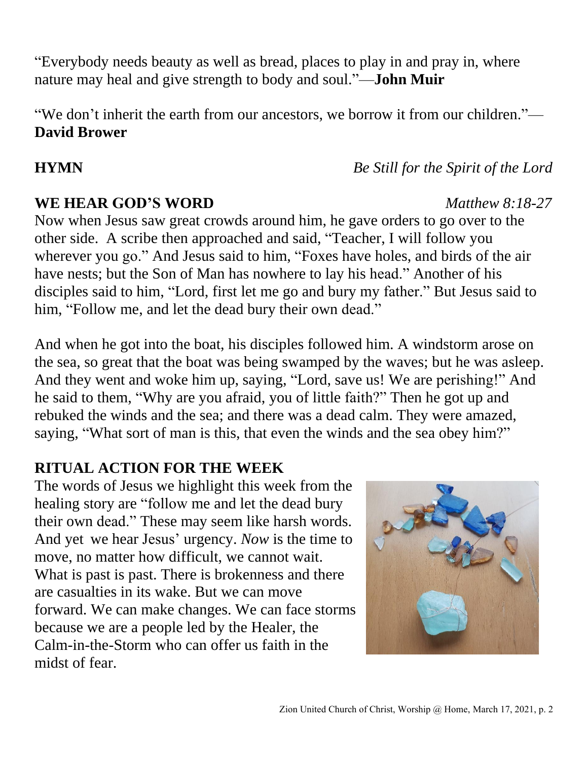"Everybody needs beauty as well as bread, places to play in and pray in, where nature may heal and give strength to body and soul."—**John Muir**

"We don't inherit the earth from our ancestors, we borrow it from our children."—**David Brower**

**HYMN** *Be Still for the Spirit of the Lord*

**WE HEAR GOD'S WORD** *Matthew 8:18-27*

Now when Jesus saw great crowds around him, he gave orders to go over to the other side. A scribe then approached and said, "Teacher, I will follow you wherever you go." And Jesus said to him, "Foxes have holes, and birds of the air have nests; but the Son of Man has nowhere to lay his head." Another of his disciples said to him, "Lord, first let me go and bury my father." But Jesus said to him, "Follow me, and let the dead bury their own dead."

And when he got into the boat, his disciples followed him. A windstorm arose on the sea, so great that the boat was being swamped by the waves; but he was asleep. And they went and woke him up, saying, "Lord, save us! We are perishing!" And he said to them, "Why are you afraid, you of little faith?" Then he got up and rebuked the winds and the sea; and there was a dead calm. They were amazed, saying, "What sort of man is this, that even the winds and the sea obey him?"

**RITUAL ACTION FOR THE WEEK**

The words of Jesus we highlight this week from the healing story are "follow me and let the dead bury their own dead." These may seem like harsh words. And yet we hear Jesus' urgency. *Now* is the time to move, no matter how difficult, we cannot wait. What is past is past. There is brokenness and there are casualties in its wake. But we can move forward. We can make changes. We can face storms because we are a people led by the Healer, the Calm-in-the-Storm who can offer us faith in the midst of fear.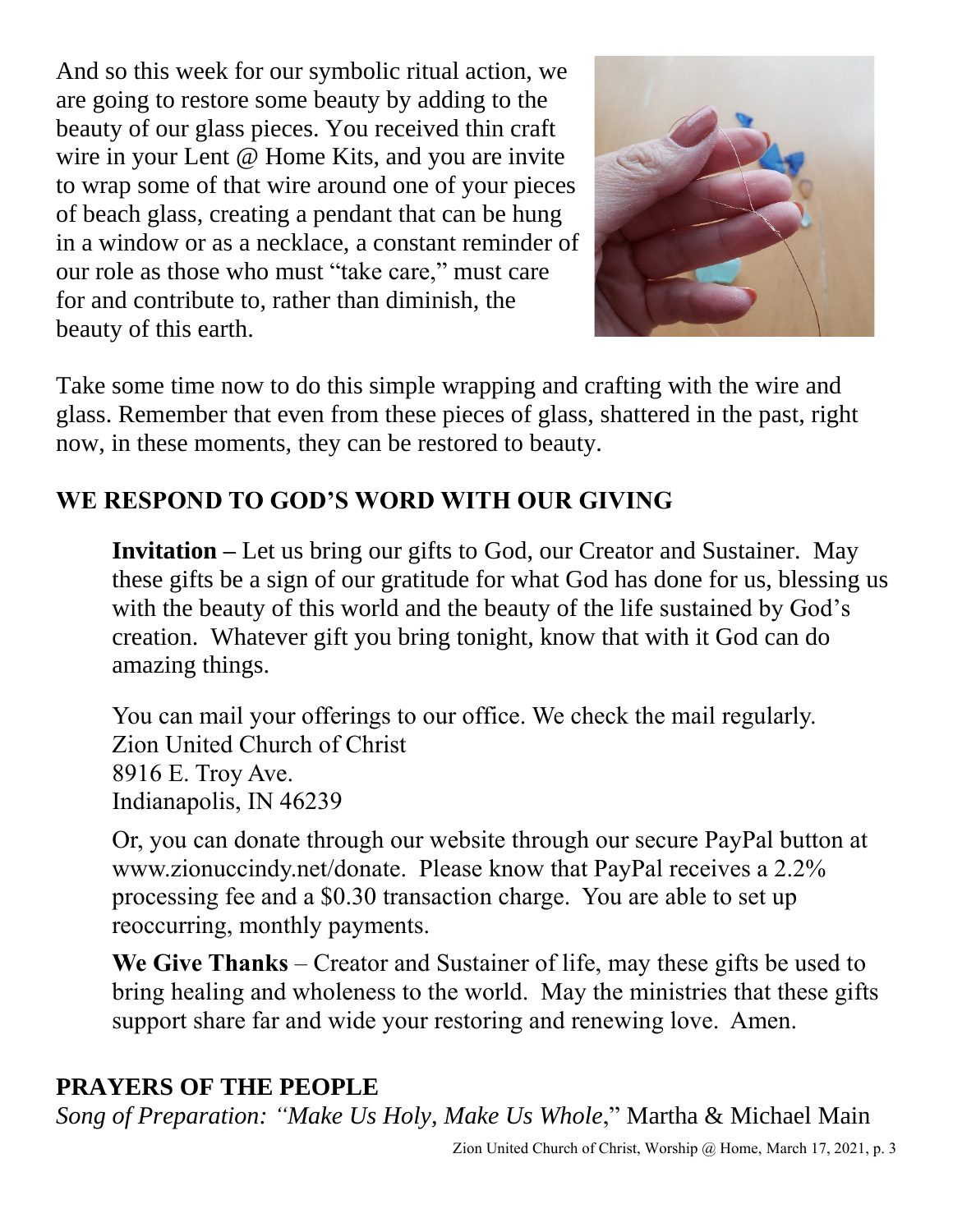And so this week for our symbolic ritual action, we are going to restore some beauty by adding to the beauty of our glass pieces. You received thin craft wire in your Lent @ Home Kits, and you are invite to wrap some of that wire around one of your pieces of beach glass, creating a pendant that can be hung in a window or as a necklace, a constant reminder of our role as those who must "take care," must care for and contribute to, rather than diminish, the beauty of this earth.

Take some time now to do this simple wrapping and crafting with the wire and glass. Remember that even from these pieces of glass, shattered in the past, right now, in these moments, they can be restored to beauty.

## WE RESPOND TO GOD'S WORD WITH OUR GIVING

**Invitation –** Let us bring our gifts to God, our Creator and Sustainer. May these gifts be a sign of our gratitude for what God has done for us, blessing us with the beauty of this world and the beauty of the life sustained by God's creation. Whatever gift you bring tonight, know that with it God can do amazing things.

You can mail your offerings to our office. We check the mail regularly.
Zion United Church of Christ
8916 E. Troy Ave.
Indianapolis, IN 46239

Or, you can donate through our website through our secure PayPal button at www.zionuccindy.net/donate. Please know that PayPal receives a 2.2% processing fee and a $0.30 transaction charge. You are able to set up reoccurring, monthly payments.

**We Give Thanks** – Creator and Sustainer of life, may these gifts be used to bring healing and wholeness to the world. May the ministries that these gifts support share far and wide your restoring and renewing love. Amen.

## PRAYERS OF THE PEOPLE

*Song of Preparation: "Make Us Holy, Make Us Whole*," Martha & Michael Main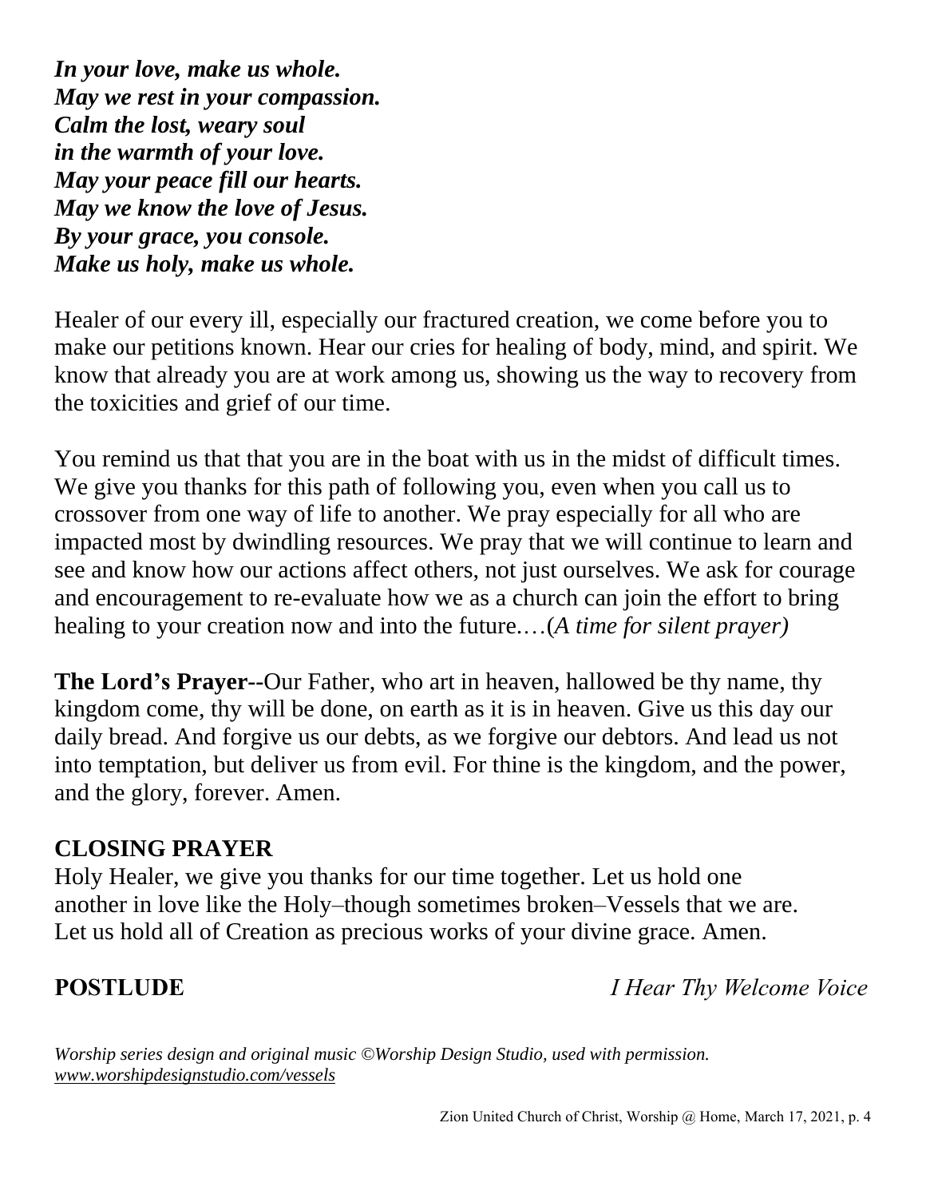***In your love, make us whole.***
***May we rest in your compassion.***
***Calm the lost, weary soul***
***in the warmth of your love.***
***May your peace fill our hearts.***
***May we know the love of Jesus.***
***By your grace, you console.***
***Make us holy, make us whole.***

Healer of our every ill, especially our fractured creation, we come before you to make our petitions known. Hear our cries for healing of body, mind, and spirit. We know that already you are at work among us, showing us the way to recovery from the toxicities and grief of our time.

You remind us that that you are in the boat with us in the midst of difficult times. We give you thanks for this path of following you, even when you call us to crossover from one way of life to another. We pray especially for all who are impacted most by dwindling resources. We pray that we will continue to learn and see and know how our actions affect others, not just ourselves. We ask for courage and encouragement to re-evaluate how we as a church can join the effort to bring healing to your creation now and into the future.…(*A time for silent prayer)*

**The Lord's Prayer--**Our Father, who art in heaven, hallowed be thy name, thy kingdom come, thy will be done, on earth as it is in heaven. Give us this day our daily bread. And forgive us our debts, as we forgive our debtors. And lead us not into temptation, but deliver us from evil. For thine is the kingdom, and the power, and the glory, forever. Amen.

## CLOSING PRAYER

Holy Healer, we give you thanks for our time together. Let us hold one another in love like the Holy–though sometimes broken–Vessels that we are. Let us hold all of Creation as precious works of your divine grace. Amen.

**POSTLUDE** *I Hear Thy Welcome Voice*

*Worship series design and original music ©Worship Design Studio, used with permission.*
*www.worshipdesignstudio.com/vessels*

Zion United Church of Christ, Worship @ Home, March 17, 2021, p. 4